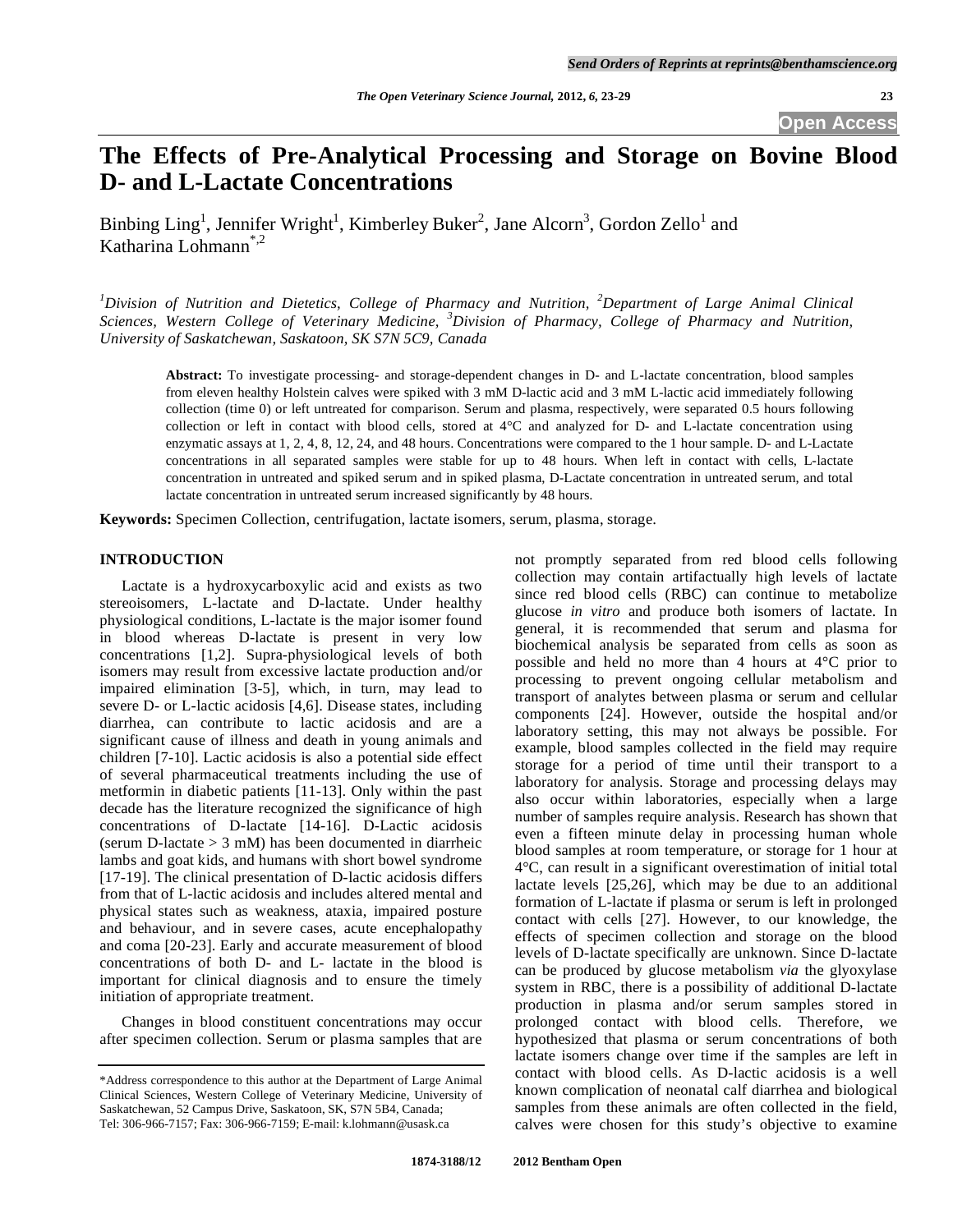# The Effects of Pre-Analytical Processing and Storage on Bovine Blood D- and L-Lactate Concentrations

Binbing Ling[1], Jennifer Wright[1], Kimberley Buker[2], Jane Alcorn[3], Gordon Zello[1] and Katharina Lohmann[*,2]

*[1]Division of Nutrition and Dietetics, College of Pharmacy and Nutrition, [2]Department of Large Animal Clinical Sciences, Western College of Veterinary Medicine, [3]Division of Pharmacy, College of Pharmacy and Nutrition, University of Saskatchewan, Saskatoon, SK S7N 5C9, Canada*

**Abstract:** To investigate processing- and storage-dependent changes in D- and L-lactate concentration, blood samples from eleven healthy Holstein calves were spiked with 3 mM D-lactic acid and 3 mM L-lactic acid immediately following collection (time 0) or left untreated for comparison. Serum and plasma, respectively, were separated 0.5 hours following collection or left in contact with blood cells, stored at 4°C and analyzed for D- and L-lactate concentration using enzymatic assays at 1, 2, 4, 8, 12, 24, and 48 hours. Concentrations were compared to the 1 hour sample. D- and L-Lactate concentrations in all separated samples were stable for up to 48 hours. When left in contact with cells, L-lactate concentration in untreated and spiked serum and in spiked plasma, D-Lactate concentration in untreated serum, and total lactate concentration in untreated serum increased significantly by 48 hours.

**Keywords:** Specimen Collection, centrifugation, lactate isomers, serum, plasma, storage.

## INTRODUCTION

Lactate is a hydroxycarboxylic acid and exists as two stereoisomers, L-lactate and D-lactate. Under healthy physiological conditions, L-lactate is the major isomer found in blood whereas D-lactate is present in very low concentrations [1,2]. Supra-physiological levels of both isomers may result from excessive lactate production and/or impaired elimination [3-5], which, in turn, may lead to severe D- or L-lactic acidosis [4,6]. Disease states, including diarrhea, can contribute to lactic acidosis and are a significant cause of illness and death in young animals and children [7-10]. Lactic acidosis is also a potential side effect of several pharmaceutical treatments including the use of metformin in diabetic patients [11-13]. Only within the past decade has the literature recognized the significance of high concentrations of D-lactate [14-16]. D-Lactic acidosis (serum D-lactate > 3 mM) has been documented in diarrheic lambs and goat kids, and humans with short bowel syndrome [17-19]. The clinical presentation of D-lactic acidosis differs from that of L-lactic acidosis and includes altered mental and physical states such as weakness, ataxia, impaired posture and behaviour, and in severe cases, acute encephalopathy and coma [20-23]. Early and accurate measurement of blood concentrations of both D- and L- lactate in the blood is important for clinical diagnosis and to ensure the timely initiation of appropriate treatment.

Changes in blood constituent concentrations may occur after specimen collection. Serum or plasma samples that are not promptly separated from red blood cells following collection may contain artifactually high levels of lactate since red blood cells (RBC) can continue to metabolize glucose *in vitro* and produce both isomers of lactate. In general, it is recommended that serum and plasma for biochemical analysis be separated from cells as soon as possible and held no more than 4 hours at 4°C prior to processing to prevent ongoing cellular metabolism and transport of analytes between plasma or serum and cellular components [24]. However, outside the hospital and/or laboratory setting, this may not always be possible. For example, blood samples collected in the field may require storage for a period of time until their transport to a laboratory for analysis. Storage and processing delays may also occur within laboratories, especially when a large number of samples require analysis. Research has shown that even a fifteen minute delay in processing human whole blood samples at room temperature, or storage for 1 hour at 4°C, can result in a significant overestimation of initial total lactate levels [25,26], which may be due to an additional formation of L-lactate if plasma or serum is left in prolonged contact with cells [27]. However, to our knowledge, the effects of specimen collection and storage on the blood levels of D-lactate specifically are unknown. Since D-lactate can be produced by glucose metabolism *via* the glyoxylase system in RBC, there is a possibility of additional D-lactate production in plasma and/or serum samples stored in prolonged contact with blood cells. Therefore, we hypothesized that plasma or serum concentrations of both lactate isomers change over time if the samples are left in contact with blood cells. As D-lactic acidosis is a well known complication of neonatal calf diarrhea and biological samples from these animals are often collected in the field, calves were chosen for this study's objective to examine

*Address correspondence to this author at the Department of Large Animal Clinical Sciences, Western College of Veterinary Medicine, University of Saskatchewan, 52 Campus Drive, Saskatoon, SK, S7N 5B4, Canada; Tel: 306-966-7157; Fax: 306-966-7159; E-mail: k.lohmann@usask.ca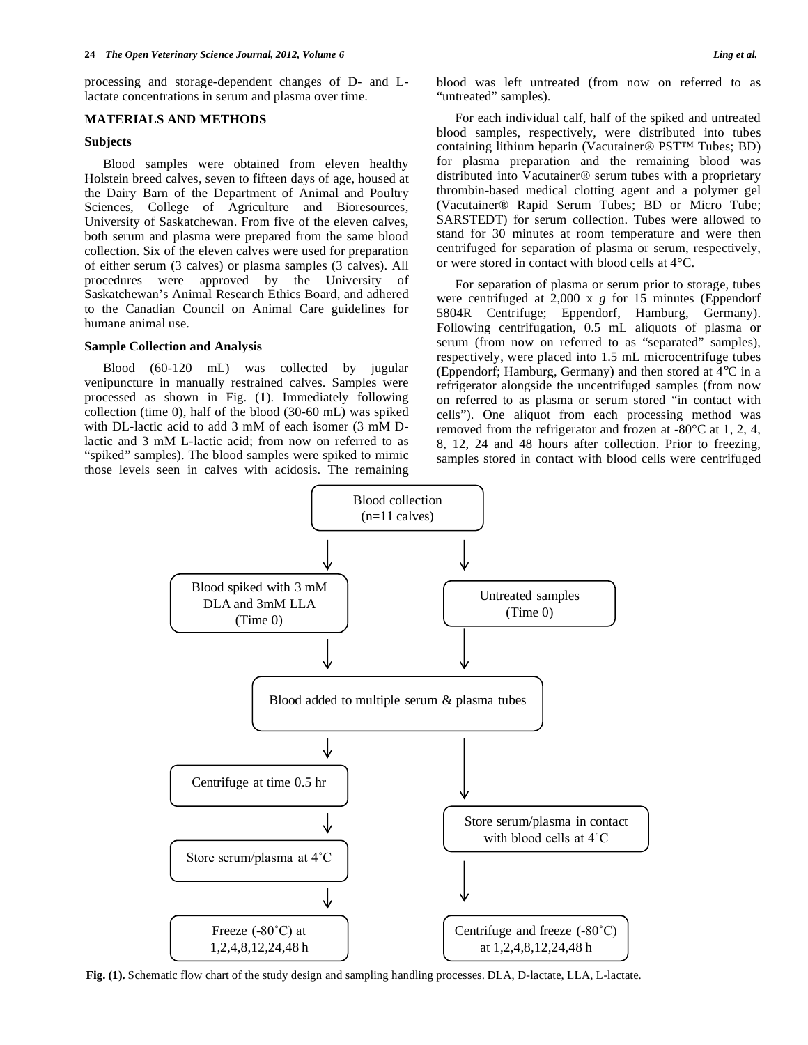processing and storage-dependent changes of D- and L-lactate concentrations in serum and plasma over time.

## MATERIALS AND METHODS

### Subjects

Blood samples were obtained from eleven healthy Holstein breed calves, seven to fifteen days of age, housed at the Dairy Barn of the Department of Animal and Poultry Sciences, College of Agriculture and Bioresources, University of Saskatchewan. From five of the eleven calves, both serum and plasma were prepared from the same blood collection. Six of the eleven calves were used for preparation of either serum (3 calves) or plasma samples (3 calves). All procedures were approved by the University of Saskatchewan's Animal Research Ethics Board, and adhered to the Canadian Council on Animal Care guidelines for humane animal use.

### Sample Collection and Analysis

Blood (60-120 mL) was collected by jugular venipuncture in manually restrained calves. Samples were processed as shown in Fig. (**1**). Immediately following collection (time 0), half of the blood (30-60 mL) was spiked with DL-lactic acid to add 3 mM of each isomer (3 mM D-lactic and 3 mM L-lactic acid; from now on referred to as "spiked" samples). The blood samples were spiked to mimic those levels seen in calves with acidosis. The remaining blood was left untreated (from now on referred to as "untreated" samples).

For each individual calf, half of the spiked and untreated blood samples, respectively, were distributed into tubes containing lithium heparin (Vacutainer® PST™ Tubes; BD) for plasma preparation and the remaining blood was distributed into Vacutainer® serum tubes with a proprietary thrombin-based medical clotting agent and a polymer gel (Vacutainer® Rapid Serum Tubes; BD or Micro Tube; SARSTEDT) for serum collection. Tubes were allowed to stand for 30 minutes at room temperature and were then centrifuged for separation of plasma or serum, respectively, or were stored in contact with blood cells at 4°C.

For separation of plasma or serum prior to storage, tubes were centrifuged at 2,000 x *g* for 15 minutes (Eppendorf 5804R Centrifuge; Eppendorf, Hamburg, Germany). Following centrifugation, 0.5 mL aliquots of plasma or serum (from now on referred to as "separated" samples), respectively, were placed into 1.5 mL microcentrifuge tubes (Eppendorf; Hamburg, Germany) and then stored at 4℃ in a refrigerator alongside the uncentrifuged samples (from now on referred to as plasma or serum stored "in contact with cells"). One aliquot from each processing method was removed from the refrigerator and frozen at -80°C at 1, 2, 4, 8, 12, 24 and 48 hours after collection. Prior to freezing, samples stored in contact with blood cells were centrifuged

**Fig. (1).** Schematic flow chart of the study design and sampling handling processes. DLA, D-lactate, LLA, L-lactate.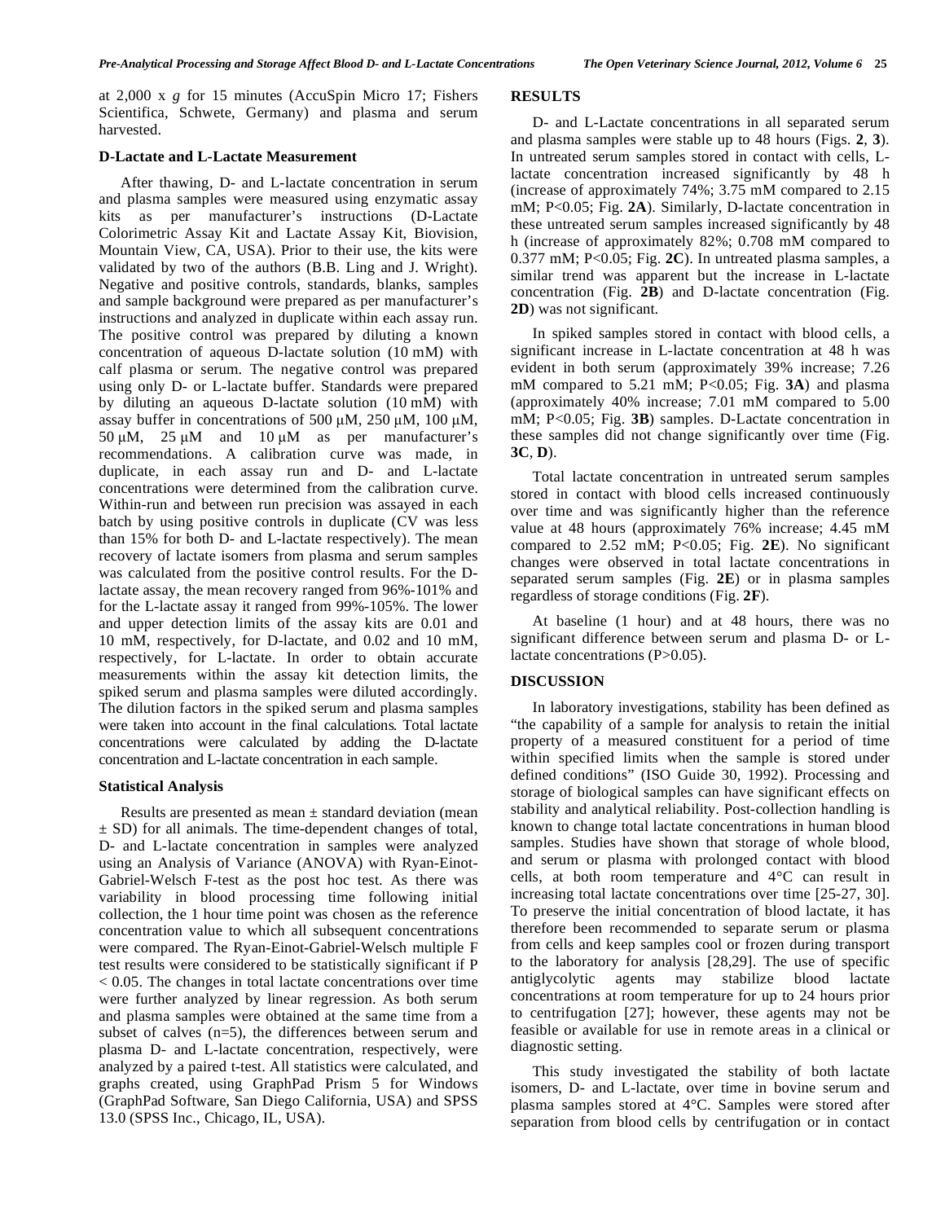at 2,000 x *g* for 15 minutes (AccuSpin Micro 17; Fishers Scientifica, Schwete, Germany) and plasma and serum harvested.

### D-Lactate and L-Lactate Measurement

After thawing, D- and L-lactate concentration in serum and plasma samples were measured using enzymatic assay kits as per manufacturer's instructions (D-Lactate Colorimetric Assay Kit and Lactate Assay Kit, Biovision, Mountain View, CA, USA). Prior to their use, the kits were validated by two of the authors (B.B. Ling and J. Wright). Negative and positive controls, standards, blanks, samples and sample background were prepared as per manufacturer's instructions and analyzed in duplicate within each assay run. The positive control was prepared by diluting a known concentration of aqueous D-lactate solution (10 mM) with calf plasma or serum. The negative control was prepared using only D- or L-lactate buffer. Standards were prepared by diluting an aqueous D-lactate solution (10 mM) with assay buffer in concentrations of 500 μM, 250 μM, 100 μM, 50 μM, 25 μM and 10 μM as per manufacturer's recommendations. A calibration curve was made, in duplicate, in each assay run and D- and L-lactate concentrations were determined from the calibration curve. Within-run and between run precision was assayed in each batch by using positive controls in duplicate (CV was less than 15% for both D- and L-lactate respectively). The mean recovery of lactate isomers from plasma and serum samples was calculated from the positive control results. For the D-lactate assay, the mean recovery ranged from 96%-101% and for the L-lactate assay it ranged from 99%-105%. The lower and upper detection limits of the assay kits are 0.01 and 10 mM, respectively, for D-lactate, and 0.02 and 10 mM, respectively, for L-lactate. In order to obtain accurate measurements within the assay kit detection limits, the spiked serum and plasma samples were diluted accordingly. The dilution factors in the spiked serum and plasma samples were taken into account in the final calculations. Total lactate concentrations were calculated by adding the D-lactate concentration and L-lactate concentration in each sample.

### Statistical Analysis

Results are presented as mean ± standard deviation (mean ± SD) for all animals. The time-dependent changes of total, D- and L-lactate concentration in samples were analyzed using an Analysis of Variance (ANOVA) with Ryan-Einot-Gabriel-Welsch F-test as the post hoc test. As there was variability in blood processing time following initial collection, the 1 hour time point was chosen as the reference concentration value to which all subsequent concentrations were compared. The Ryan-Einot-Gabriel-Welsch multiple F test results were considered to be statistically significant if $P < 0.05$. The changes in total lactate concentrations over time were further analyzed by linear regression. As both serum and plasma samples were obtained at the same time from a subset of calves (n=5), the differences between serum and plasma D- and L-lactate concentration, respectively, were analyzed by a paired t-test. All statistics were calculated, and graphs created, using GraphPad Prism 5 for Windows (GraphPad Software, San Diego California, USA) and SPSS 13.0 (SPSS Inc., Chicago, IL, USA).

## RESULTS

D- and L-Lactate concentrations in all separated serum and plasma samples were stable up to 48 hours (Figs. **2**, **3**). In untreated serum samples stored in contact with cells, L-lactate concentration increased significantly by 48 h (increase of approximately 74%; 3.75 mM compared to 2.15 mM; $P<0.05$; Fig. **2A**). Similarly, D-lactate concentration in these untreated serum samples increased significantly by 48 h (increase of approximately 82%; 0.708 mM compared to 0.377 mM; $P<0.05$; Fig. **2C**). In untreated plasma samples, a similar trend was apparent but the increase in L-lactate concentration (Fig. **2B**) and D-lactate concentration (Fig. **2D**) was not significant.

In spiked samples stored in contact with blood cells, a significant increase in L-lactate concentration at 48 h was evident in both serum (approximately 39% increase; 7.26 mM compared to 5.21 mM; $P<0.05$; Fig. **3A**) and plasma (approximately 40% increase; 7.01 mM compared to 5.00 mM; $P<0.05$; Fig. **3B**) samples. D-Lactate concentration in these samples did not change significantly over time (Fig. **3C**, **D**).

Total lactate concentration in untreated serum samples stored in contact with blood cells increased continuously over time and was significantly higher than the reference value at 48 hours (approximately 76% increase; 4.45 mM compared to 2.52 mM; $P<0.05$; Fig. **2E**). No significant changes were observed in total lactate concentrations in separated serum samples (Fig. **2E**) or in plasma samples regardless of storage conditions (Fig. **2F**).

At baseline (1 hour) and at 48 hours, there was no significant difference between serum and plasma D- or L-lactate concentrations ($P>0.05$).

## DISCUSSION

In laboratory investigations, stability has been defined as "the capability of a sample for analysis to retain the initial property of a measured constituent for a period of time within specified limits when the sample is stored under defined conditions" (ISO Guide 30, 1992). Processing and storage of biological samples can have significant effects on stability and analytical reliability. Post-collection handling is known to change total lactate concentrations in human blood samples. Studies have shown that storage of whole blood, and serum or plasma with prolonged contact with blood cells, at both room temperature and 4°C can result in increasing total lactate concentrations over time [25-27, 30]. To preserve the initial concentration of blood lactate, it has therefore been recommended to separate serum or plasma from cells and keep samples cool or frozen during transport to the laboratory for analysis [28,29]. The use of specific antiglycolytic agents may stabilize blood lactate concentrations at room temperature for up to 24 hours prior to centrifugation [27]; however, these agents may not be feasible or available for use in remote areas in a clinical or diagnostic setting.

This study investigated the stability of both lactate isomers, D- and L-lactate, over time in bovine serum and plasma samples stored at 4°C. Samples were stored after separation from blood cells by centrifugation or in contact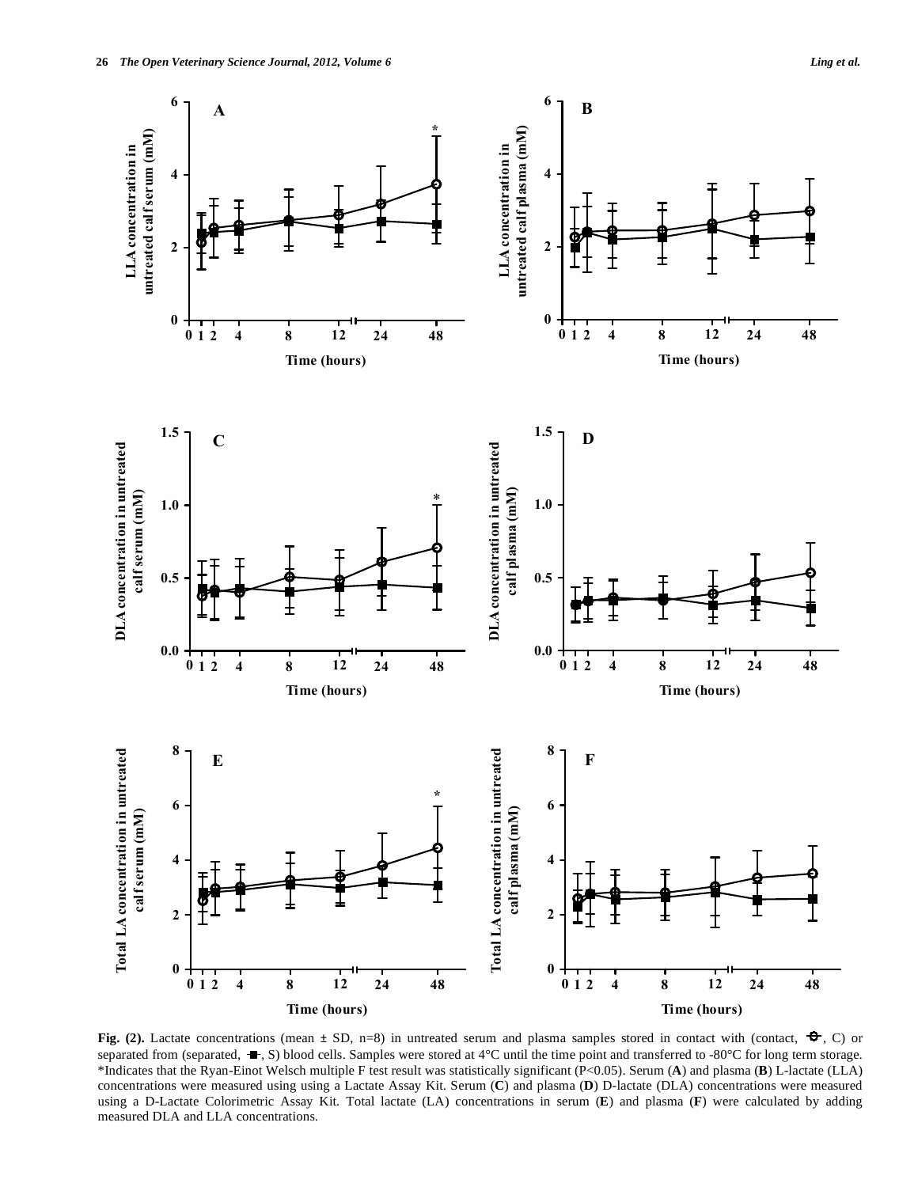**Fig. (2).** Lactate concentrations (mean ± SD, n=8) in untreated serum and plasma samples stored in contact with (contact, -o-, C) or separated from (separated, -■-, S) blood cells. Samples were stored at 4°C until the time point and transferred to -80°C for long term storage. *Indicates that the Ryan-Einot Welsch multiple F test result was statistically significant (P<0.05). Serum (**A**) and plasma (**B**) L-lactate (LLA) concentrations were measured using using a Lactate Assay Kit. Serum (**C**) and plasma (**D**) D-lactate (DLA) concentrations were measured using a D-Lactate Colorimetric Assay Kit. Total lactate (LA) concentrations in serum (**E**) and plasma (**F**) were calculated by adding measured DLA and LLA concentrations.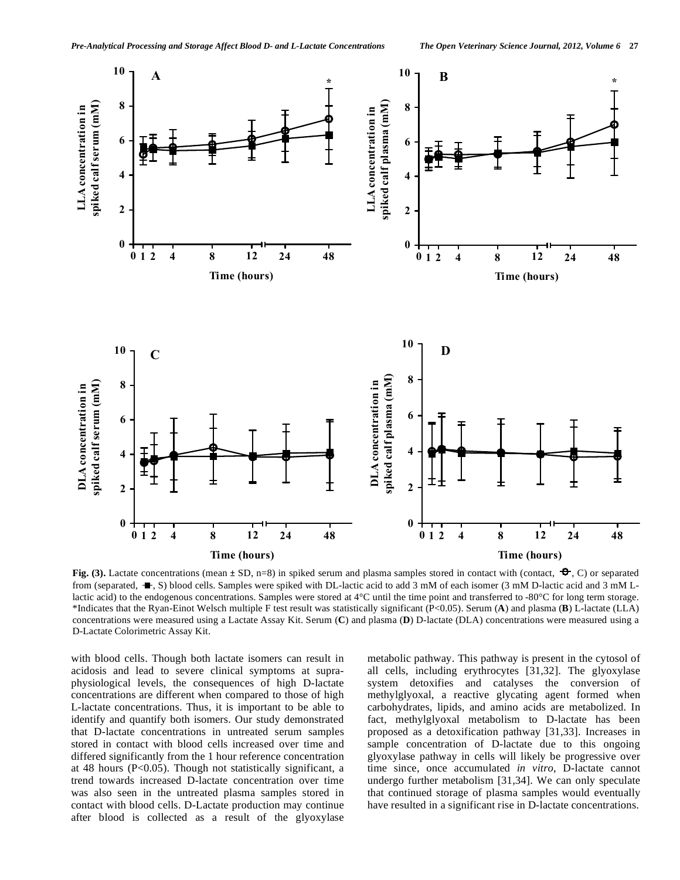**Fig. (3).** Lactate concentrations (mean ± SD, n=8) in spiked serum and plasma samples stored in contact with (contact, -○-, C) or separated from (separated, -■-, S) blood cells. Samples were spiked with DL-lactic acid to add 3 mM of each isomer (3 mM D-lactic acid and 3 mM L-lactic acid) to the endogenous concentrations. Samples were stored at 4°C until the time point and transferred to -80°C for long term storage. *Indicates that the Ryan-Einot Welsch multiple F test result was statistically significant (P<0.05). Serum (**A**) and plasma (**B**) L-lactate (LLA) concentrations were measured using a Lactate Assay Kit. Serum (**C**) and plasma (**D**) D-lactate (DLA) concentrations were measured using a D-Lactate Colorimetric Assay Kit.

with blood cells. Though both lactate isomers can result in acidosis and lead to severe clinical symptoms at supra-physiological levels, the consequences of high D-lactate concentrations are different when compared to those of high L-lactate concentrations. Thus, it is important to be able to identify and quantify both isomers. Our study demonstrated that D-lactate concentrations in untreated serum samples stored in contact with blood cells increased over time and differed significantly from the 1 hour reference concentration at 48 hours (P<0.05). Though not statistically significant, a trend towards increased D-lactate concentration over time was also seen in the untreated plasma samples stored in contact with blood cells. D-Lactate production may continue after blood is collected as a result of the glyoxylase metabolic pathway. This pathway is present in the cytosol of all cells, including erythrocytes [31,32]. The glyoxylase system detoxifies and catalyses the conversion of methylglyoxal, a reactive glycating agent formed when carbohydrates, lipids, and amino acids are metabolized. In fact, methylglyoxal metabolism to D-lactate has been proposed as a detoxification pathway [31,33]. Increases in sample concentration of D-lactate due to this ongoing glyoxylase pathway in cells will likely be progressive over time since, once accumulated *in vitro*, D-lactate cannot undergo further metabolism [31,34]. We can only speculate that continued storage of plasma samples would eventually have resulted in a significant rise in D-lactate concentrations.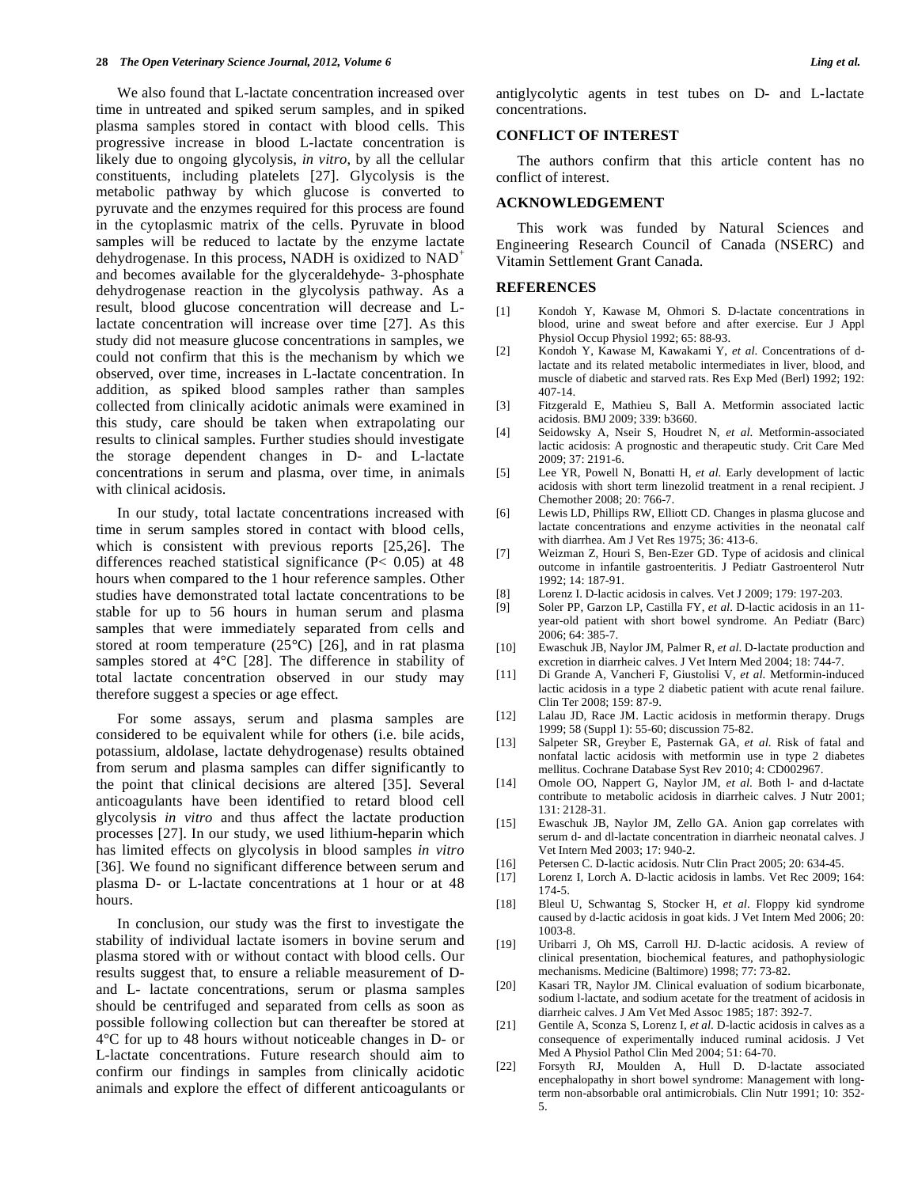We also found that L-lactate concentration increased over time in untreated and spiked serum samples, and in spiked plasma samples stored in contact with blood cells. This progressive increase in blood L-lactate concentration is likely due to ongoing glycolysis, *in vitro*, by all the cellular constituents, including platelets [27]. Glycolysis is the metabolic pathway by which glucose is converted to pyruvate and the enzymes required for this process are found in the cytoplasmic matrix of the cells. Pyruvate in blood samples will be reduced to lactate by the enzyme lactate dehydrogenase. In this process, NADH is oxidized to $NAD^+$ and becomes available for the glyceraldehyde- 3-phosphate dehydrogenase reaction in the glycolysis pathway. As a result, blood glucose concentration will decrease and L-lactate concentration will increase over time [27]. As this study did not measure glucose concentrations in samples, we could not confirm that this is the mechanism by which we observed, over time, increases in L-lactate concentration. In addition, as spiked blood samples rather than samples collected from clinically acidotic animals were examined in this study, care should be taken when extrapolating our results to clinical samples. Further studies should investigate the storage dependent changes in D- and L-lactate concentrations in serum and plasma, over time, in animals with clinical acidosis.

In our study, total lactate concentrations increased with time in serum samples stored in contact with blood cells, which is consistent with previous reports [25,26]. The differences reached statistical significance ($P < 0.05$) at 48 hours when compared to the 1 hour reference samples. Other studies have demonstrated total lactate concentrations to be stable for up to 56 hours in human serum and plasma samples that were immediately separated from cells and stored at room temperature (25°C) [26], and in rat plasma samples stored at 4°C [28]. The difference in stability of total lactate concentration observed in our study may therefore suggest a species or age effect.

For some assays, serum and plasma samples are considered to be equivalent while for others (i.e. bile acids, potassium, aldolase, lactate dehydrogenase) results obtained from serum and plasma samples can differ significantly to the point that clinical decisions are altered [35]. Several anticoagulants have been identified to retard blood cell glycolysis *in vitro* and thus affect the lactate production processes [27]. In our study, we used lithium-heparin which has limited effects on glycolysis in blood samples *in vitro* [36]. We found no significant difference between serum and plasma D- or L-lactate concentrations at 1 hour or at 48 hours.

In conclusion, our study was the first to investigate the stability of individual lactate isomers in bovine serum and plasma stored with or without contact with blood cells. Our results suggest that, to ensure a reliable measurement of D- and L- lactate concentrations, serum or plasma samples should be centrifuged and separated from cells as soon as possible following collection but can thereafter be stored at 4°C for up to 48 hours without noticeable changes in D- or L-lactate concentrations. Future research should aim to confirm our findings in samples from clinically acidotic animals and explore the effect of different anticoagulants or antiglycolytic agents in test tubes on D- and L-lactate concentrations.

## CONFLICT OF INTEREST

The authors confirm that this article content has no conflict of interest.

## ACKNOWLEDGEMENT

This work was funded by Natural Sciences and Engineering Research Council of Canada (NSERC) and Vitamin Settlement Grant Canada.

## REFERENCES

[1] Kondoh Y, Kawase M, Ohmori S. D-lactate concentrations in blood, urine and sweat before and after exercise. Eur J Appl Physiol Occup Physiol 1992; 65: 88-93.

[2] Kondoh Y, Kawase M, Kawakami Y, *et al.* Concentrations of d-lactate and its related metabolic intermediates in liver, blood, and muscle of diabetic and starved rats. Res Exp Med (Berl) 1992; 192: 407-14.

[3] Fitzgerald E, Mathieu S, Ball A. Metformin associated lactic acidosis. BMJ 2009; 339: b3660.

[4] Seidowsky A, Nseir S, Houdret N, *et al.* Metformin-associated lactic acidosis: A prognostic and therapeutic study. Crit Care Med 2009; 37: 2191-6.

[5] Lee YR, Powell N, Bonatti H, *et al.* Early development of lactic acidosis with short term linezolid treatment in a renal recipient. J Chemother 2008; 20: 766-7.

[6] Lewis LD, Phillips RW, Elliott CD. Changes in plasma glucose and lactate concentrations and enzyme activities in the neonatal calf with diarrhea. Am J Vet Res 1975; 36: 413-6.

[7] Weizman Z, Houri S, Ben-Ezer GD. Type of acidosis and clinical outcome in infantile gastroenteritis. J Pediatr Gastroenterol Nutr 1992; 14: 187-91.

[8] Lorenz I. D-lactic acidosis in calves. Vet J 2009; 179: 197-203.

[9] Soler PP, Garzon LP, Castilla FY, *et al.* D-lactic acidosis in an 11-year-old patient with short bowel syndrome. An Pediatr (Barc) 2006; 64: 385-7.

[10] Ewaschuk JB, Naylor JM, Palmer R, *et al.* D-lactate production and excretion in diarrheic calves. J Vet Intern Med 2004; 18: 744-7.

[11] Di Grande A, Vancheri F, Giustolisi V, *et al.* Metformin-induced lactic acidosis in a type 2 diabetic patient with acute renal failure. Clin Ter 2008; 159: 87-9.

[12] Lalau JD, Race JM. Lactic acidosis in metformin therapy. Drugs 1999; 58 (Suppl 1): 55-60; discussion 75-82.

[13] Salpeter SR, Greyber E, Pasternak GA, *et al.* Risk of fatal and nonfatal lactic acidosis with metformin use in type 2 diabetes mellitus. Cochrane Database Syst Rev 2010; 4: CD002967.

[14] Omole OO, Nappert G, Naylor JM, *et al.* Both l- and d-lactate contribute to metabolic acidosis in diarrheic calves. J Nutr 2001; 131: 2128-31.

[15] Ewaschuk JB, Naylor JM, Zello GA. Anion gap correlates with serum d- and dl-lactate concentration in diarrheic neonatal calves. J Vet Intern Med 2003; 17: 940-2.

[16] Petersen C. D-lactic acidosis. Nutr Clin Pract 2005; 20: 634-45.

[17] Lorenz I, Lorch A. D-lactic acidosis in lambs. Vet Rec 2009; 164: 174-5.

[18] Bleul U, Schwantag S, Stocker H, *et al*. Floppy kid syndrome caused by d-lactic acidosis in goat kids. J Vet Intern Med 2006; 20: 1003-8.

[19] Uribarri J, Oh MS, Carroll HJ. D-lactic acidosis. A review of clinical presentation, biochemical features, and pathophysiologic mechanisms. Medicine (Baltimore) 1998; 77: 73-82.

[20] Kasari TR, Naylor JM. Clinical evaluation of sodium bicarbonate, sodium l-lactate, and sodium acetate for the treatment of acidosis in diarrheic calves. J Am Vet Med Assoc 1985; 187: 392-7.

[21] Gentile A, Sconza S, Lorenz I, *et al.* D-lactic acidosis in calves as a consequence of experimentally induced ruminal acidosis. J Vet Med A Physiol Pathol Clin Med 2004; 51: 64-70.

[22] Forsyth RJ, Moulden A, Hull D. D-lactate associated encephalopathy in short bowel syndrome: Management with long-term non-absorbable oral antimicrobials. Clin Nutr 1991; 10: 352-5.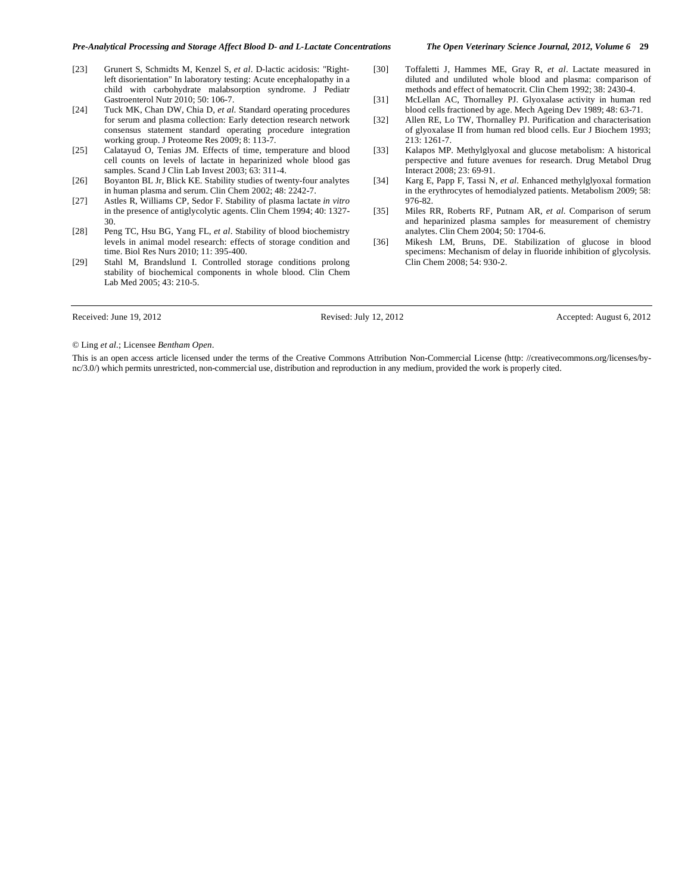[23] Grunert S, Schmidts M, Kenzel S, *et al*. D-lactic acidosis: "Right-left disorientation" In laboratory testing: Acute encephalopathy in a child with carbohydrate malabsorption syndrome. J Pediatr Gastroenterol Nutr 2010; 50: 106-7.

[24] Tuck MK, Chan DW, Chia D, *et al.* Standard operating procedures for serum and plasma collection: Early detection research network consensus statement standard operating procedure integration working group. J Proteome Res 2009; 8: 113-7.

[25] Calatayud O, Tenias JM. Effects of time, temperature and blood cell counts on levels of lactate in heparinized whole blood gas samples. Scand J Clin Lab Invest 2003; 63: 311-4.

[26] Boyanton BL Jr, Blick KE. Stability studies of twenty-four analytes in human plasma and serum. Clin Chem 2002; 48: 2242-7.

[27] Astles R, Williams CP, Sedor F. Stability of plasma lactate *in vitro* in the presence of antiglycolytic agents. Clin Chem 1994; 40: 1327-30.

[28] Peng TC, Hsu BG, Yang FL, *et al*. Stability of blood biochemistry levels in animal model research: effects of storage condition and time. Biol Res Nurs 2010; 11: 395-400.

[29] Stahl M, Brandslund I. Controlled storage conditions prolong stability of biochemical components in whole blood. Clin Chem Lab Med 2005; 43: 210-5.

[30] Toffaletti J, Hammes ME, Gray R, *et al*. Lactate measured in diluted and undiluted whole blood and plasma: comparison of methods and effect of hematocrit. Clin Chem 1992; 38: 2430-4.

[31] McLellan AC, Thornalley PJ. Glyoxalase activity in human red blood cells fractioned by age. Mech Ageing Dev 1989; 48: 63-71.

[32] Allen RE, Lo TW, Thornalley PJ. Purification and characterisation of glyoxalase II from human red blood cells. Eur J Biochem 1993; 213: 1261-7.

[33] Kalapos MP. Methylglyoxal and glucose metabolism: A historical perspective and future avenues for research. Drug Metabol Drug Interact 2008; 23: 69-91.

[34] Karg E, Papp F, Tassi N, *et al*. Enhanced methylglyoxal formation in the erythrocytes of hemodialyzed patients. Metabolism 2009; 58: 976-82.

[35] Miles RR, Roberts RF, Putnam AR, *et al*. Comparison of serum and heparinized plasma samples for measurement of chemistry analytes. Clin Chem 2004; 50: 1704-6.

[36] Mikesh LM, Bruns, DE. Stabilization of glucose in blood specimens: Mechanism of delay in fluoride inhibition of glycolysis. Clin Chem 2008; 54: 930-2.

---

Received: June 19, 2012 Revised: July 12, 2012 Accepted: August 6, 2012

© Ling *et al*.; Licensee *Bentham Open*.

This is an open access article licensed under the terms of the Creative Commons Attribution Non-Commercial License (http: //creativecommons.org/licenses/by-nc/3.0/) which permits unrestricted, non-commercial use, distribution and reproduction in any medium, provided the work is properly cited.